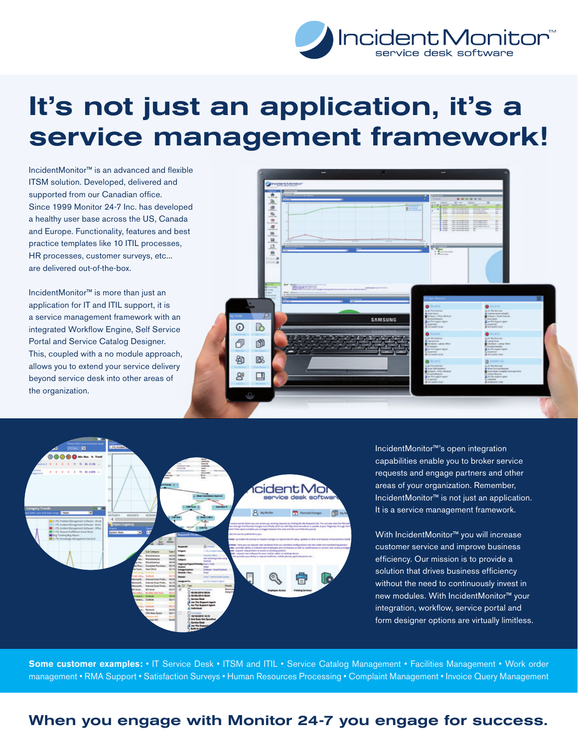# It's not just an application, it's a service management framework!

IncidentMonitor™ is an advanced and flexible ITSM solution. Developed, delivered and supported from our Canadian office. Since 1999 Monitor 24-7 Inc. has developed a healthy user base across the US, Canada and Europe. Functionality, features and best practice templates like 10 ITIL processes, HR processes, customer surveys, etc... are delivered out-of-the-box.

IncidentMonitor™ is more than just an application for IT and ITIL support, it is a service management framework with an integrated Workflow Engine, Self Service Portal and Service Catalog Designer. This, coupled with a no module approach, allows you to extend your service delivery beyond service desk into other areas of the organization.

IncidentMonitor™'s open integration capabilities enable you to broker service requests and engage partners and other areas of your organization. Remember, IncidentMonitor™ is not just an application. It is a service management framework.

With IncidentMonitor™ you will increase customer service and improve business efficiency. Our mission is to provide a solution that drives business efficiency without the need to continuously invest in new modules. With IncidentMonitor™ your integration, workflow, service portal and form designer options are virtually limitless.

**Some customer examples:** • IT Service Desk • ITSM and ITIL • Service Catalog Management • Facilities Management • Work order management • RMA Support • Satisfaction Surveys • Human Resources Processing • Complaint Management • Invoice Query Management

## When you engage with Monitor 24-7 you engage for success.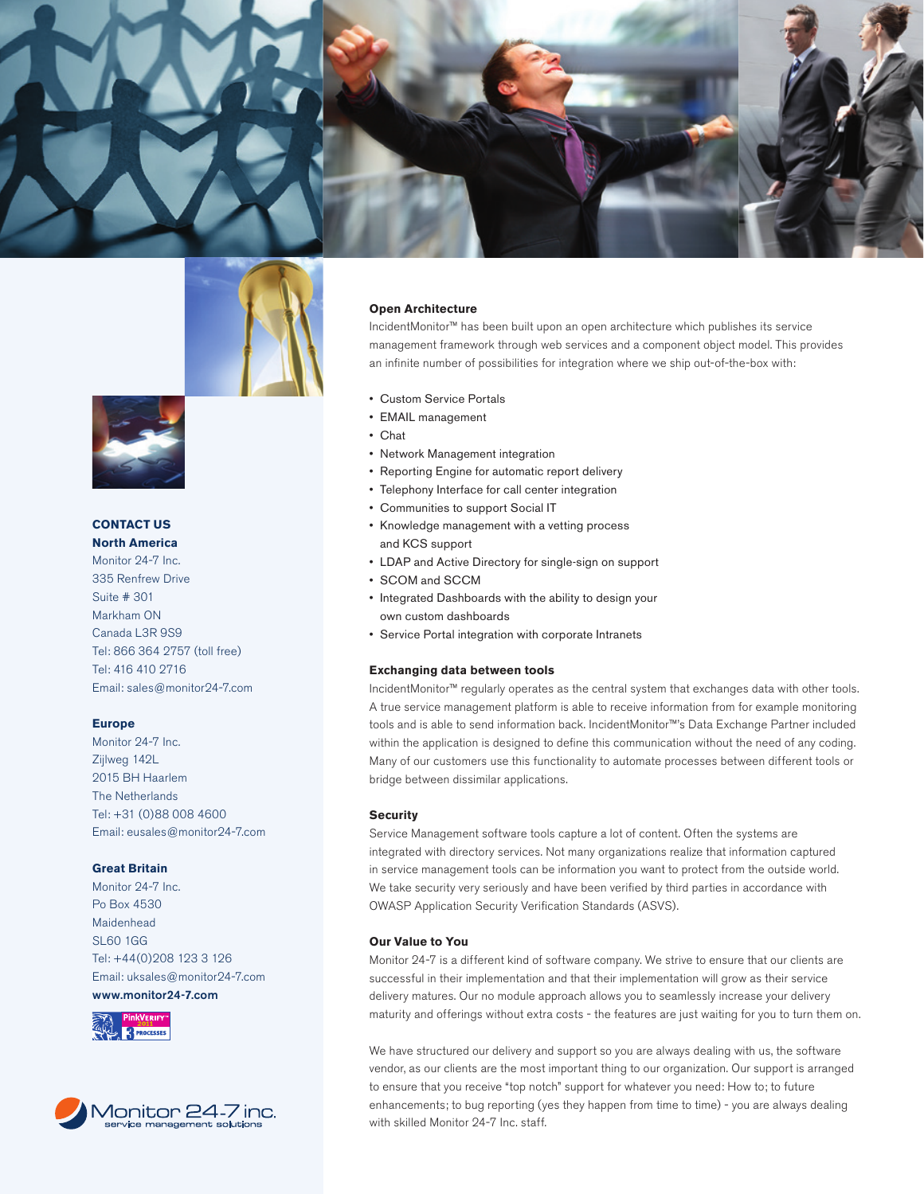### Open Architecture

IncidentMonitor™ has been built upon an open architecture which publishes its service management framework through web services and a component object model. This provides an infinite number of possibilities for integration where we ship out-of-the-box with:

- Custom Service Portals
- EMAIL management
- Chat
- Network Management integration
- Reporting Engine for automatic report delivery
- Telephony Interface for call center integration
- Communities to support Social IT
- Knowledge management with a vetting process and KCS support
- LDAP and Active Directory for single-sign on support
- SCOM and SCCM
- Integrated Dashboards with the ability to design your own custom dashboards
- Service Portal integration with corporate Intranets

### Exchanging data between tools

IncidentMonitor™ regularly operates as the central system that exchanges data with other tools. A true service management platform is able to receive information from for example monitoring tools and is able to send information back. IncidentMonitor™'s Data Exchange Partner included within the application is designed to define this communication without the need of any coding. Many of our customers use this functionality to automate processes between different tools or bridge between dissimilar applications.

### Security

Service Management software tools capture a lot of content. Often the systems are integrated with directory services. Not many organizations realize that information captured in service management tools can be information you want to protect from the outside world. We take security very seriously and have been verified by third parties in accordance with OWASP Application Security Verification Standards (ASVS).

### Our Value to You

Monitor 24-7 is a different kind of software company. We strive to ensure that our clients are successful in their implementation and that their implementation will grow as their service delivery matures. Our no module approach allows you to seamlessly increase your delivery maturity and offerings without extra costs - the features are just waiting for you to turn them on.

We have structured our delivery and support so you are always dealing with us, the software vendor, as our clients are the most important thing to our organization. Our support is arranged to ensure that you receive "top notch" support for whatever you need: How to; to future enhancements; to bug reporting (yes they happen from time to time) - you are always dealing with skilled Monitor 24-7 Inc. staff.

### CONTACT US

**North America**
Monitor 24-7 Inc.
335 Renfrew Drive
Suite # 301
Markham ON
Canada L3R 9S9
Tel: 866 364 2757 (toll free)
Tel: 416 410 2716
Email: sales@monitor24-7.com

**Europe**
Monitor 24-7 Inc.
Zijlweg 142L
2015 BH Haarlem
The Netherlands
Tel: +31 (0)88 008 4600
Email: eusales@monitor24-7.com

**Great Britain**
Monitor 24-7 Inc.
Po Box 4530
Maidenhead
SL60 1GG
Tel: +44(0)208 123 3 126
Email: uksales@monitor24-7.com

**www.monitor24-7.com**

PinkVERIFY™ 2011 3 PROCESSES

Monitor 24-7 inc.
service management solutions